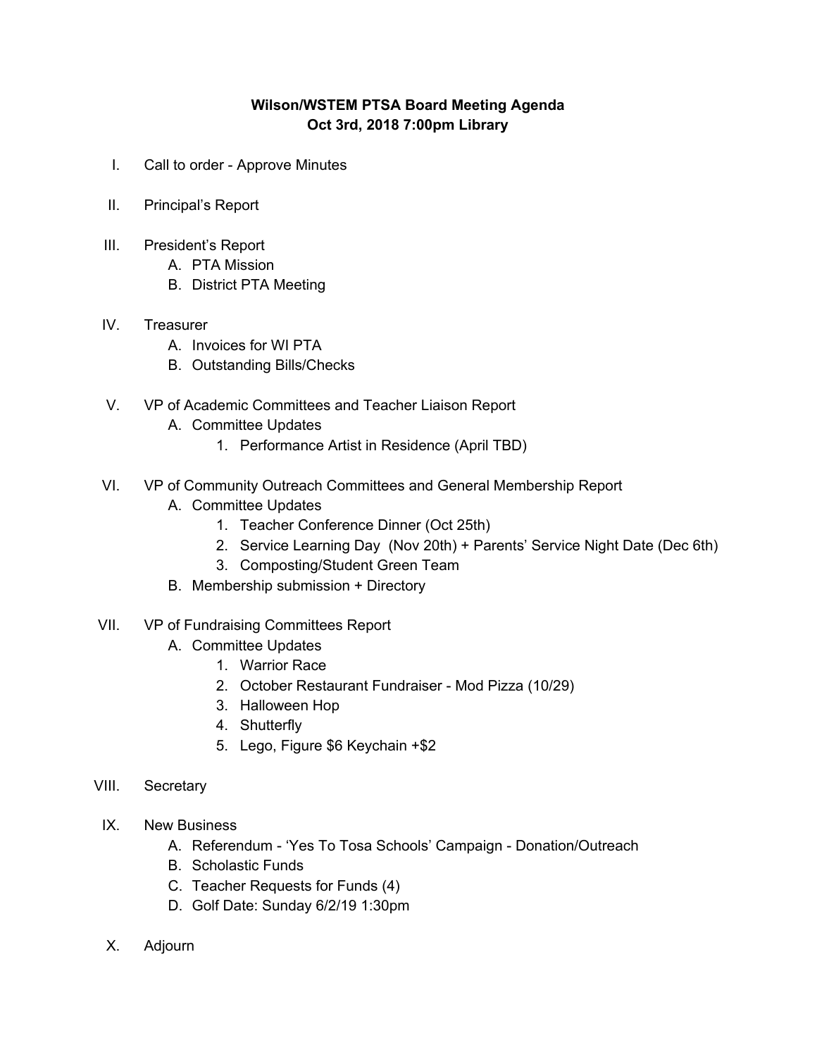**Wilson/WSTEM PTSA Board Meeting Agenda**
**Oct 3rd, 2018 7:00pm Library**

I. Call to order - Approve Minutes

II. Principal's Report

III. President's Report
   - A. PTA Mission
   - B. District PTA Meeting

IV. Treasurer
   - A. Invoices for WI PTA
   - B. Outstanding Bills/Checks

V. VP of Academic Committees and Teacher Liaison Report
   - A. Committee Updates
     1. Performance Artist in Residence (April TBD)

VI. VP of Community Outreach Committees and General Membership Report
   - A. Committee Updates
     1. Teacher Conference Dinner (Oct 25th)
     2. Service Learning Day (Nov 20th) + Parents' Service Night Date (Dec 6th)
     3. Composting/Student Green Team
   - B. Membership submission + Directory

VII. VP of Fundraising Committees Report
   - A. Committee Updates
     1. Warrior Race
     2. October Restaurant Fundraiser - Mod Pizza (10/29)
     3. Halloween Hop
     4. Shutterfly
     5. Lego, Figure $6 Keychain +$2

VIII. Secretary

IX. New Business
   - A. Referendum - 'Yes To Tosa Schools' Campaign - Donation/Outreach
   - B. Scholastic Funds
   - C. Teacher Requests for Funds (4)
   - D. Golf Date: Sunday 6/2/19 1:30pm

X. Adjourn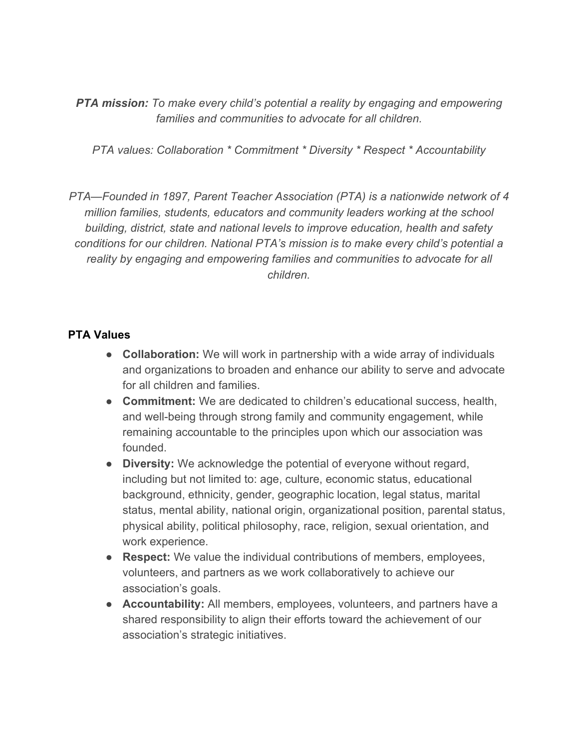***PTA mission:** To make every child's potential a reality by engaging and empowering families and communities to advocate for all children.*

*PTA values: Collaboration * Commitment * Diversity * Respect * Accountability*

*PTA—Founded in 1897, Parent Teacher Association (PTA) is a nationwide network of 4 million families, students, educators and community leaders working at the school building, district, state and national levels to improve education, health and safety conditions for our children. National PTA's mission is to make every child's potential a reality by engaging and empowering families and communities to advocate for all children.*

**PTA Values**

- **Collaboration:** We will work in partnership with a wide array of individuals and organizations to broaden and enhance our ability to serve and advocate for all children and families.
- **Commitment:** We are dedicated to children's educational success, health, and well-being through strong family and community engagement, while remaining accountable to the principles upon which our association was founded.
- **Diversity:** We acknowledge the potential of everyone without regard, including but not limited to: age, culture, economic status, educational background, ethnicity, gender, geographic location, legal status, marital status, mental ability, national origin, organizational position, parental status, physical ability, political philosophy, race, religion, sexual orientation, and work experience.
- **Respect:** We value the individual contributions of members, employees, volunteers, and partners as we work collaboratively to achieve our association's goals.
- **Accountability:** All members, employees, volunteers, and partners have a shared responsibility to align their efforts toward the achievement of our association's strategic initiatives.